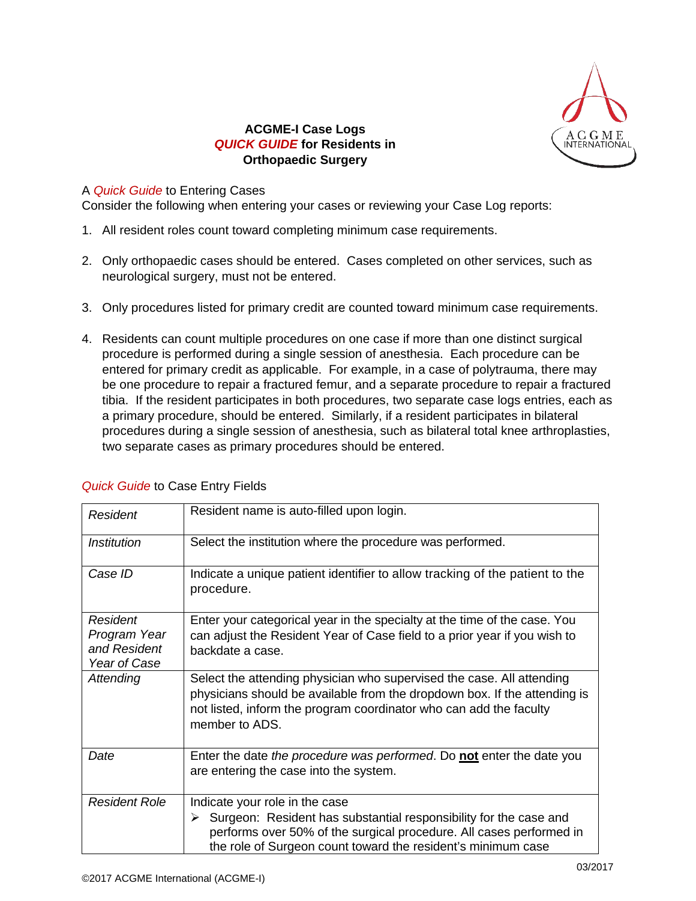# ACGME-I Case Logs
## *QUICK GUIDE* for Residents in Orthopaedic Surgery

A *Quick Guide* to Entering Cases

Consider the following when entering your cases or reviewing your Case Log reports:

1. All resident roles count toward completing minimum case requirements.

2. Only orthopaedic cases should be entered. Cases completed on other services, such as neurological surgery, must not be entered.

3. Only procedures listed for primary credit are counted toward minimum case requirements.

4. Residents can count multiple procedures on one case if more than one distinct surgical procedure is performed during a single session of anesthesia. Each procedure can be entered for primary credit as applicable. For example, in a case of polytrauma, there may be one procedure to repair a fractured femur, and a separate procedure to repair a fractured tibia. If the resident participates in both procedures, two separate case logs entries, each as a primary procedure, should be entered. Similarly, if a resident participates in bilateral procedures during a single session of anesthesia, such as bilateral total knee arthroplasties, two separate cases as primary procedures should be entered.

*Quick Guide* to Case Entry Fields

| | |
|---|---|
| *Resident* | Resident name is auto-filled upon login. |
| *Institution* | Select the institution where the procedure was performed. |
| *Case ID* | Indicate a unique patient identifier to allow tracking of the patient to the procedure. |
| *Resident Program Year and Resident Year of Case* | Enter your categorical year in the specialty at the time of the case. You can adjust the Resident Year of Case field to a prior year if you wish to backdate a case. |
| *Attending* | Select the attending physician who supervised the case. All attending physicians should be available from the dropdown box. If the attending is not listed, inform the program coordinator who can add the faculty member to ADS. |
| *Date* | Enter the date *the procedure was performed*. Do **not** enter the date you are entering the case into the system. |
| *Resident Role* | Indicate your role in the case<br>➢ Surgeon: Resident has substantial responsibility for the case and performs over 50% of the surgical procedure. All cases performed in the role of Surgeon count toward the resident's minimum case |

©2017 ACGME International (ACGME-I)

03/2017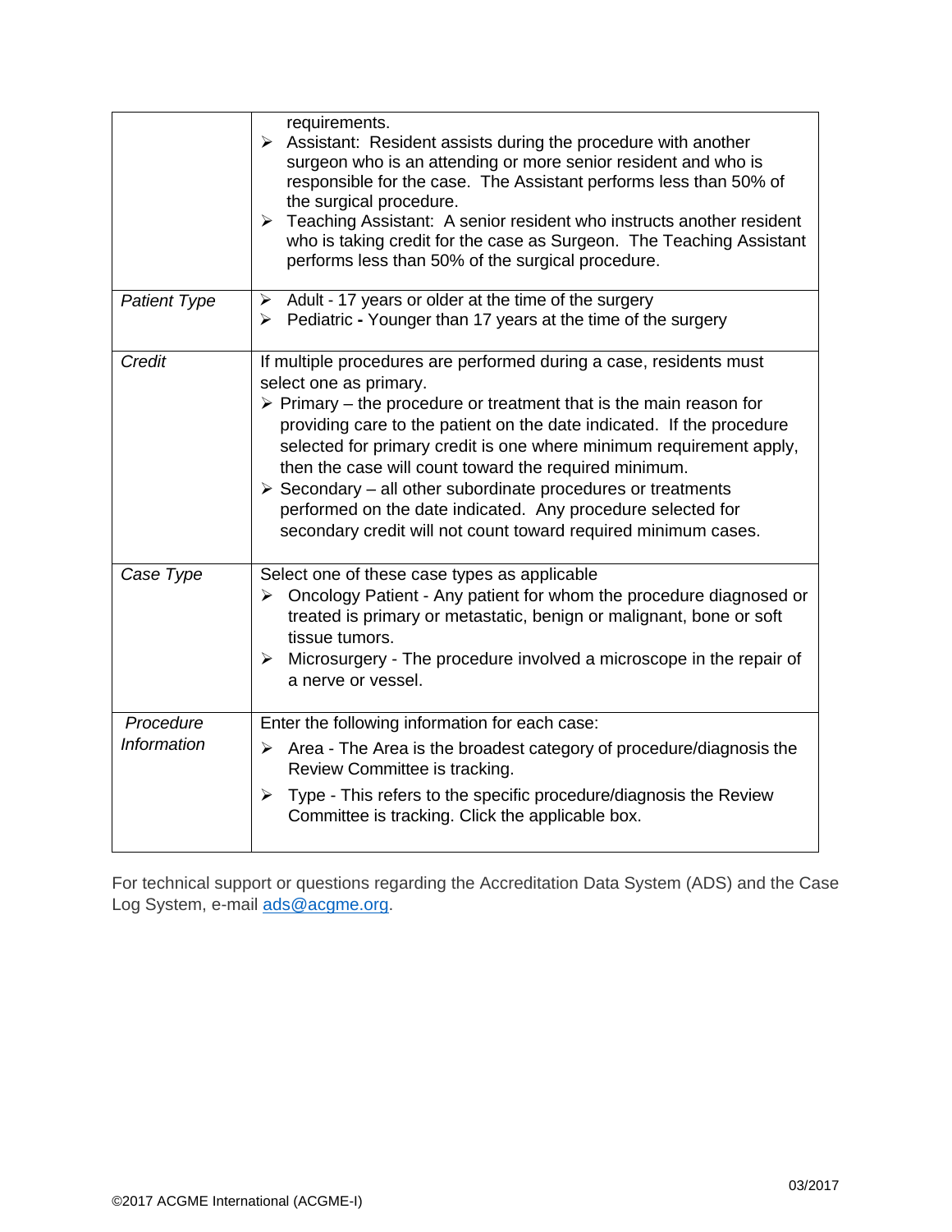| | |
|---|---|
| | requirements.<br>➢ Assistant: Resident assists during the procedure with another surgeon who is an attending or more senior resident and who is responsible for the case. The Assistant performs less than 50% of the surgical procedure.<br>➢ Teaching Assistant: A senior resident who instructs another resident who is taking credit for the case as Surgeon. The Teaching Assistant performs less than 50% of the surgical procedure. |
| *Patient Type* | ➢ Adult - 17 years or older at the time of the surgery<br>➢ Pediatric **-** Younger than 17 years at the time of the surgery |
| *Credit* | If multiple procedures are performed during a case, residents must select one as primary.<br>➢ Primary – the procedure or treatment that is the main reason for providing care to the patient on the date indicated. If the procedure selected for primary credit is one where minimum requirement apply, then the case will count toward the required minimum.<br>➢ Secondary – all other subordinate procedures or treatments performed on the date indicated. Any procedure selected for secondary credit will not count toward required minimum cases. |
| *Case Type* | Select one of these case types as applicable<br>➢ Oncology Patient - Any patient for whom the procedure diagnosed or treated is primary or metastatic, benign or malignant, bone or soft tissue tumors.<br>➢ Microsurgery - The procedure involved a microscope in the repair of a nerve or vessel. |
| *Procedure Information* | Enter the following information for each case:<br>➢ Area - The Area is the broadest category of procedure/diagnosis the Review Committee is tracking.<br>➢ Type - This refers to the specific procedure/diagnosis the Review Committee is tracking. Click the applicable box. |

For technical support or questions regarding the Accreditation Data System (ADS) and the Case Log System, e-mail [ads@acgme.org](mailto:ads@acgme.org).